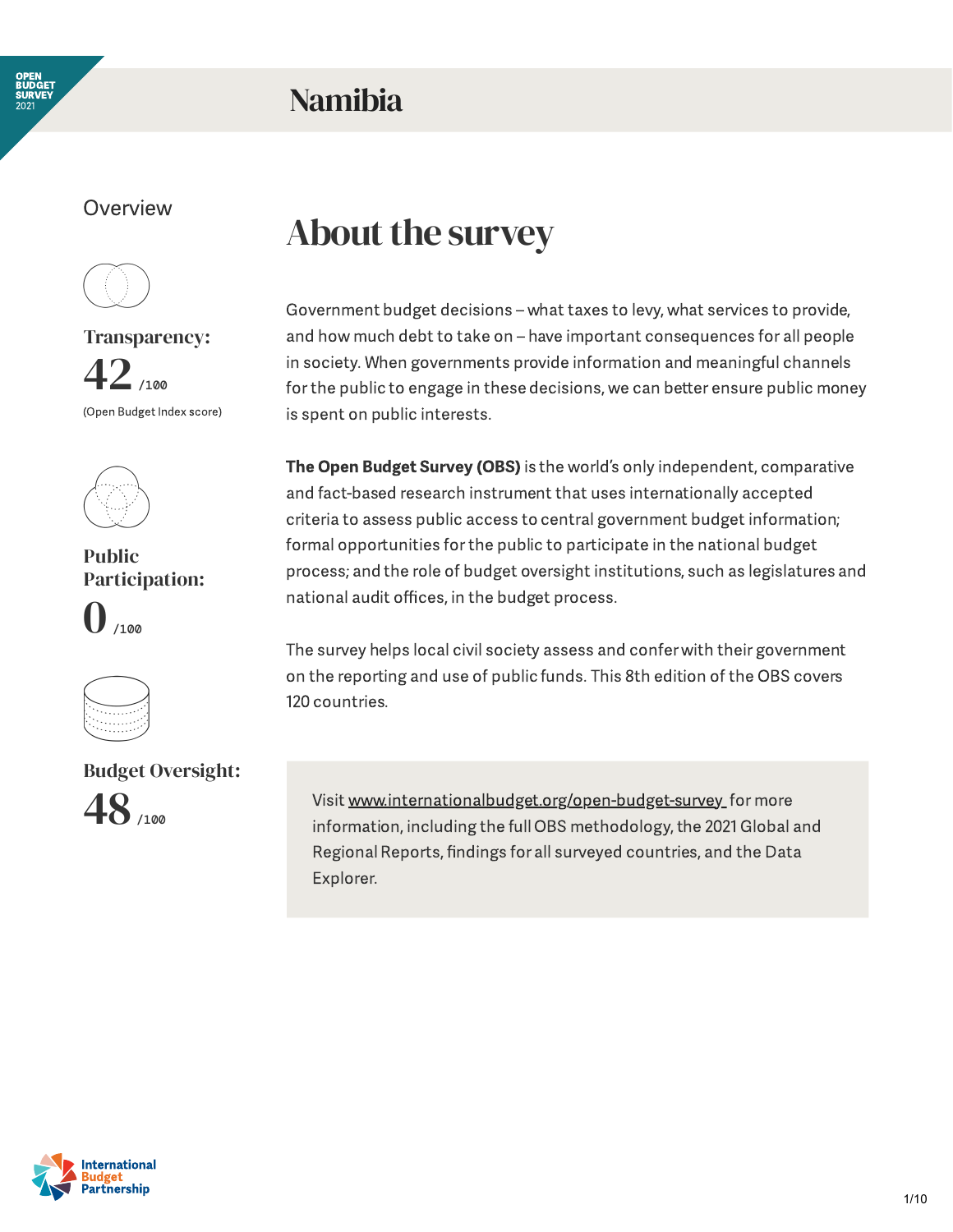# Namibia

## Overview

**Transparency:**

42 /100

(Open Budget Index score)

**Public Participation:**

0 /100

**Budget Oversight:**

48 /100

## About the survey

Government budget decisions – what taxes to levy, what services to provide, and how much debt to take on – have important consequences for all people in society. When governments provide information and meaningful channels for the public to engage in these decisions, we can better ensure public money is spent on public interests.

**The Open Budget Survey (OBS)** is the world's only independent, comparative and fact-based research instrument that uses internationally accepted criteria to assess public access to central government budget information; formal opportunities for the public to participate in the national budget process; and the role of budget oversight institutions, such as legislatures and national audit offices, in the budget process.

The survey helps local civil society assess and confer with their government on the reporting and use of public funds. This 8th edition of the OBS covers 120 countries.

Visit www.internationalbudget.org/open-budget-survey for more information, including the full OBS methodology, the 2021 Global and Regional Reports, findings for all surveyed countries, and the Data Explorer.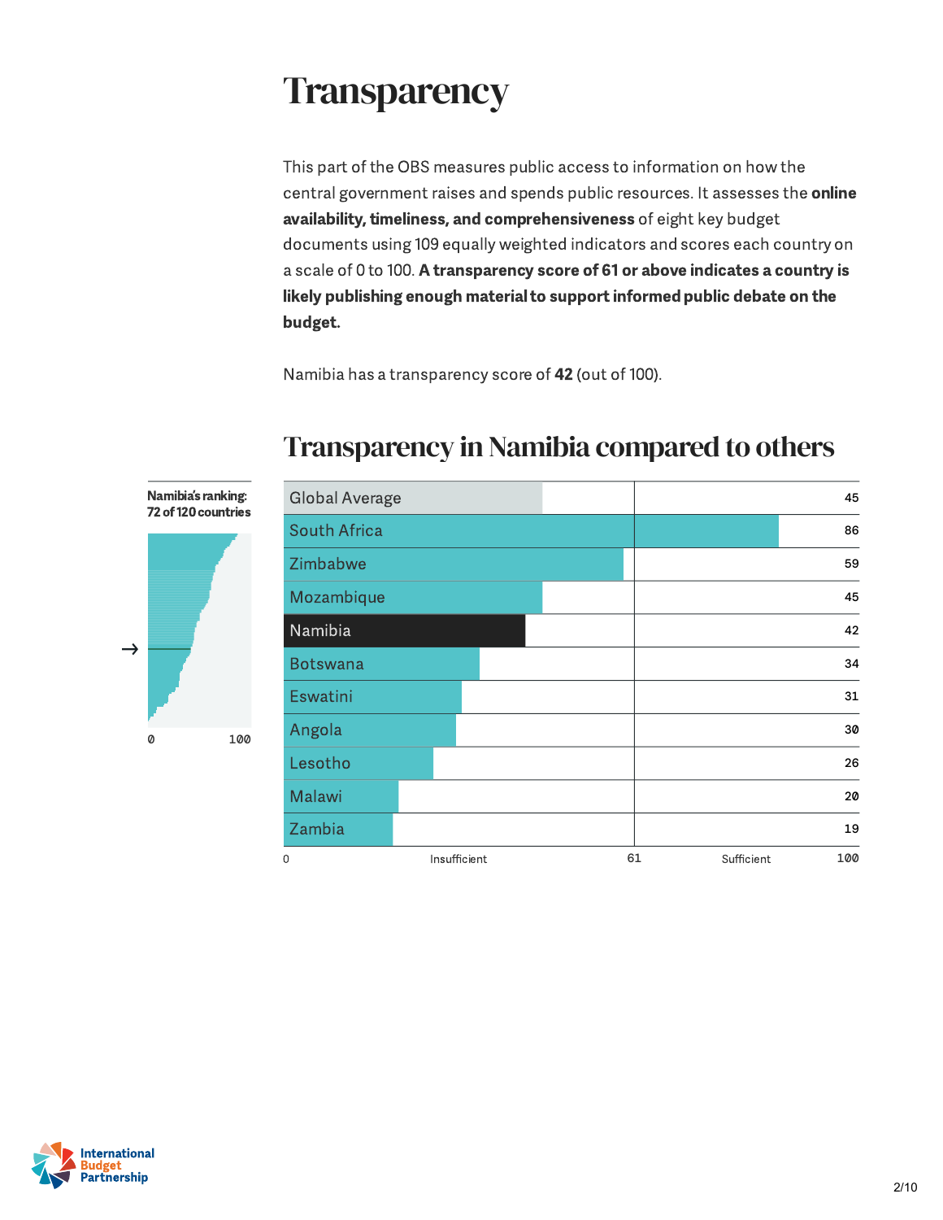# Transparency

This part of the OBS measures public access to information on how the central government raises and spends public resources. It assesses the **online availability, timeliness, and comprehensiveness** of eight key budget documents using 109 equally weighted indicators and scores each country on a scale of 0 to 100. **A transparency score of 61 or above indicates a country is likely publishing enough material to support informed public debate on the budget.**

Namibia has a transparency score of **42** (out of 100).

## Transparency in Namibia compared to others

**Namibia's ranking: 72 of 120 countries**

| Country | Score |
| --- | --- |
| Global Average | 45 |
| South Africa | 86 |
| Zimbabwe | 59 |
| Mozambique | 45 |
| Namibia | 42 |
| Botswana | 34 |
| Eswatini | 31 |
| Angola | 30 |
| Lesotho | 26 |
| Malawi | 20 |
| Zambia | 19 |

Scale: 0 – Insufficient – 61 – Sufficient – 100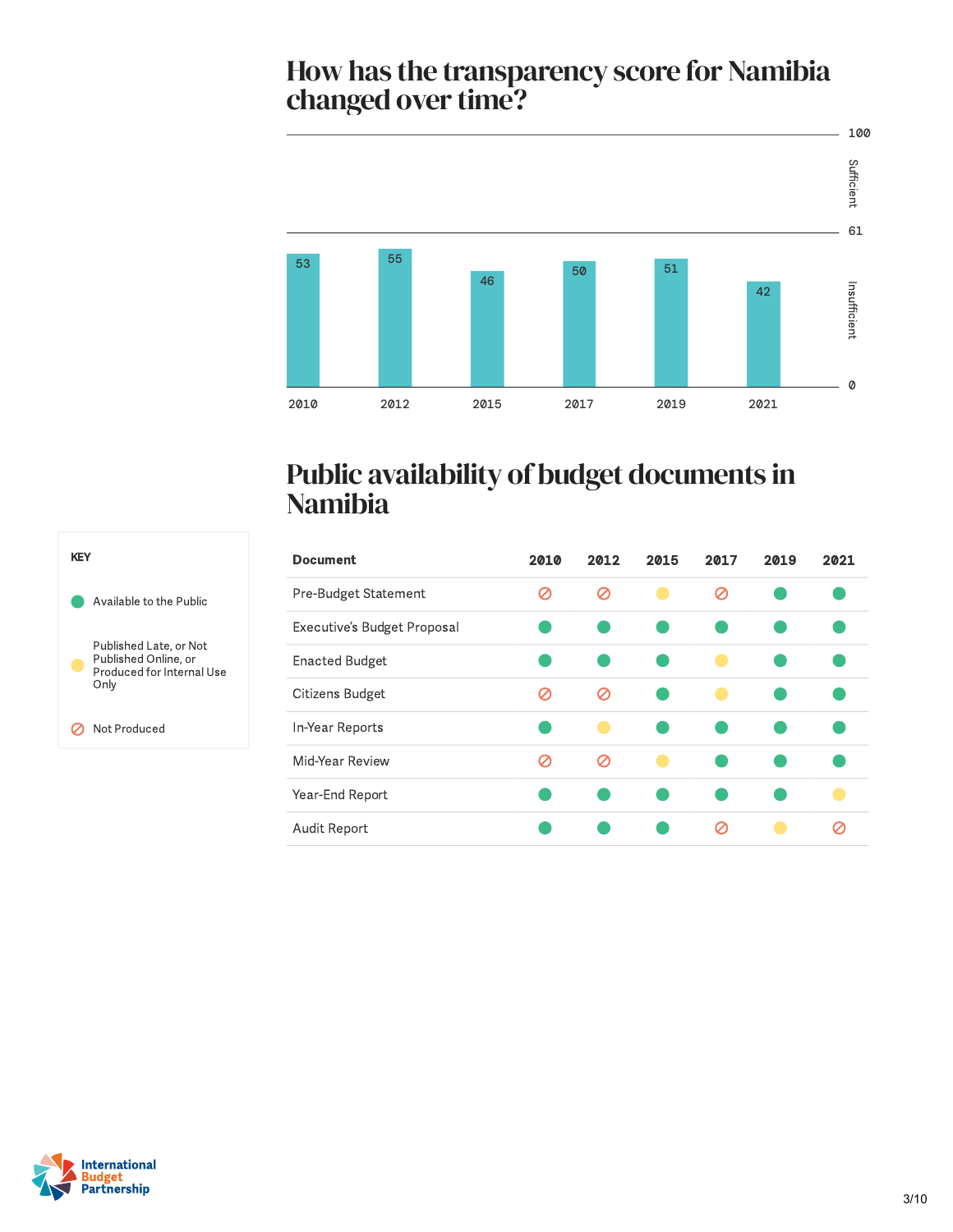## How has the transparency score for Namibia changed over time?

| Year | Score |
|---|---|
| 2010 | 53 |
| 2012 | 55 |
| 2015 | 46 |
| 2017 | 50 |
| 2019 | 51 |
| 2021 | 42 |

Scale: 0–61 Insufficient; 61–100 Sufficient

## Public availability of budget documents in Namibia

**KEY**

- ● Available to the Public
- ● Published Late, or Not Published Online, or Produced for Internal Use Only
- ⊘ Not Produced

| Document | 2010 | 2012 | 2015 | 2017 | 2019 | 2021 |
|---|---|---|---|---|---|---|
| Pre-Budget Statement | Not Produced | Not Produced | Published Late, or Not Published Online, or Produced for Internal Use Only | Not Produced | Available to the Public | Available to the Public |
| Executive's Budget Proposal | Available to the Public | Available to the Public | Available to the Public | Available to the Public | Available to the Public | Available to the Public |
| Enacted Budget | Available to the Public | Available to the Public | Available to the Public | Published Late, or Not Published Online, or Produced for Internal Use Only | Available to the Public | Available to the Public |
| Citizens Budget | Not Produced | Not Produced | Available to the Public | Published Late, or Not Published Online, or Produced for Internal Use Only | Available to the Public | Available to the Public |
| In-Year Reports | Available to the Public | Published Late, or Not Published Online, or Produced for Internal Use Only | Available to the Public | Available to the Public | Available to the Public | Available to the Public |
| Mid-Year Review | Not Produced | Not Produced | Published Late, or Not Published Online, or Produced for Internal Use Only | Available to the Public | Available to the Public | Available to the Public |
| Year-End Report | Available to the Public | Available to the Public | Available to the Public | Available to the Public | Available to the Public | Published Late, or Not Published Online, or Produced for Internal Use Only |
| Audit Report | Available to the Public | Available to the Public | Available to the Public | Not Produced | Published Late, or Not Published Online, or Produced for Internal Use Only | Not Produced |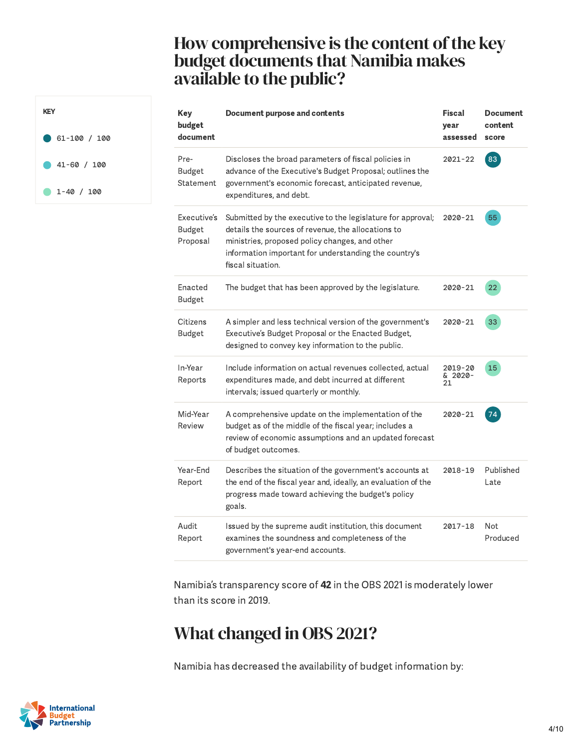# How comprehensive is the content of the key budget documents that Namibia makes available to the public?

**KEY**

- 61-100 / 100
- 41-60 / 100
- 1-40 / 100

| Key budget document | Document purpose and contents | Fiscal year assessed | Document content score |
|---|---|---|---|
| Pre-Budget Statement | Discloses the broad parameters of fiscal policies in advance of the Executive's Budget Proposal; outlines the government's economic forecast, anticipated revenue, expenditures, and debt. | 2021-22 | 83 |
| Executive's Budget Proposal | Submitted by the executive to the legislature for approval; details the sources of revenue, the allocations to ministries, proposed policy changes, and other information important for understanding the country's fiscal situation. | 2020-21 | 55 |
| Enacted Budget | The budget that has been approved by the legislature. | 2020-21 | 22 |
| Citizens Budget | A simpler and less technical version of the government's Executive's Budget Proposal or the Enacted Budget, designed to convey key information to the public. | 2020-21 | 33 |
| In-Year Reports | Include information on actual revenues collected, actual expenditures made, and debt incurred at different intervals; issued quarterly or monthly. | 2019-20 & 2020-21 | 15 |
| Mid-Year Review | A comprehensive update on the implementation of the budget as of the middle of the fiscal year; includes a review of economic assumptions and an updated forecast of budget outcomes. | 2020-21 | 74 |
| Year-End Report | Describes the situation of the government's accounts at the end of the fiscal year and, ideally, an evaluation of the progress made toward achieving the budget's policy goals. | 2018-19 | Published Late |
| Audit Report | Issued by the supreme audit institution, this document examines the soundness and completeness of the government's year-end accounts. | 2017-18 | Not Produced |

Namibia's transparency score of **42** in the OBS 2021 is moderately lower than its score in 2019.

## What changed in OBS 2021?

Namibia has decreased the availability of budget information by: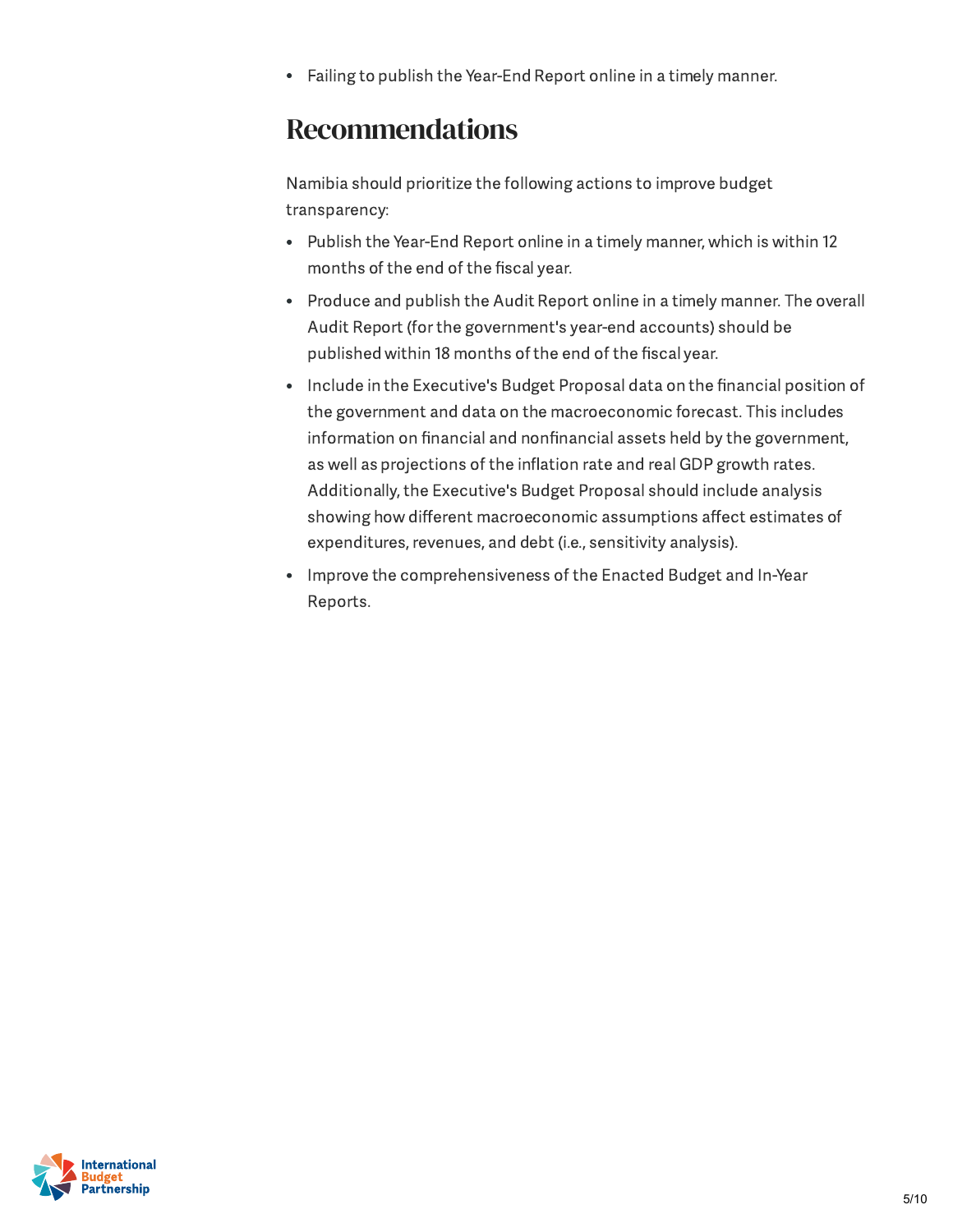- Failing to publish the Year-End Report online in a timely manner.

## Recommendations

Namibia should prioritize the following actions to improve budget transparency:

- Publish the Year-End Report online in a timely manner, which is within 12 months of the end of the fiscal year.
- Produce and publish the Audit Report online in a timely manner. The overall Audit Report (for the government's year-end accounts) should be published within 18 months of the end of the fiscal year.
- Include in the Executive's Budget Proposal data on the financial position of the government and data on the macroeconomic forecast. This includes information on financial and nonfinancial assets held by the government, as well as projections of the inflation rate and real GDP growth rates. Additionally, the Executive's Budget Proposal should include analysis showing how different macroeconomic assumptions affect estimates of expenditures, revenues, and debt (i.e., sensitivity analysis).
- Improve the comprehensiveness of the Enacted Budget and In-Year Reports.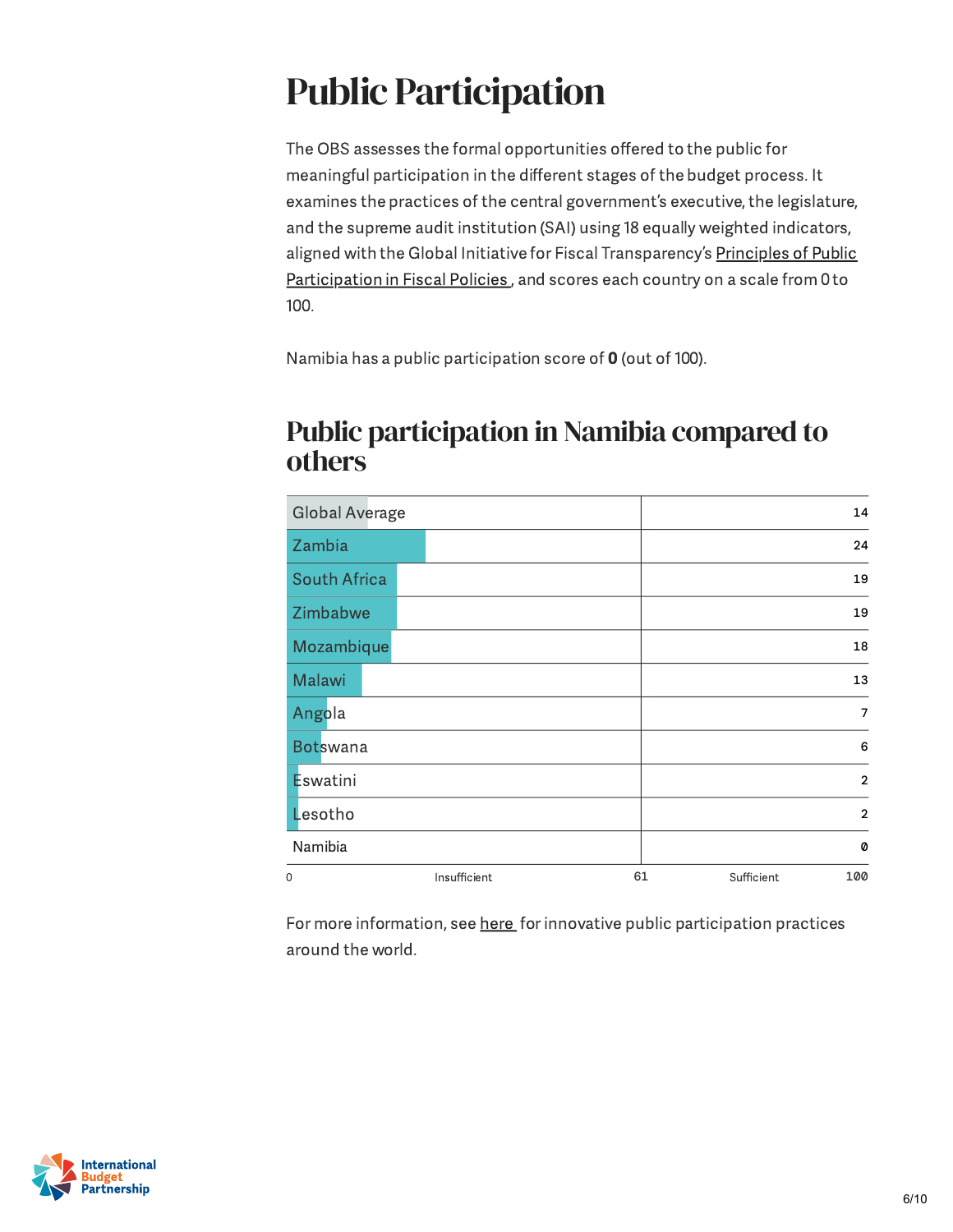# Public Participation

The OBS assesses the formal opportunities offered to the public for meaningful participation in the different stages of the budget process. It examines the practices of the central government's executive, the legislature, and the supreme audit institution (SAI) using 18 equally weighted indicators, aligned with the Global Initiative for Fiscal Transparency's Principles of Public Participation in Fiscal Policies , and scores each country on a scale from 0 to 100.

Namibia has a public participation score of **0** (out of 100).

## Public participation in Namibia compared to others

| Country | Score |
|---|---|
| Global Average | 14 |
| Zambia | 24 |
| South Africa | 19 |
| Zimbabwe | 19 |
| Mozambique | 18 |
| Malawi | 13 |
| Angola | 7 |
| Botswana | 6 |
| Eswatini | 2 |
| Lesotho | 2 |
| Namibia | 0 |

Scale: 0 – Insufficient – 61 – Sufficient – 100

For more information, see here for innovative public participation practices around the world.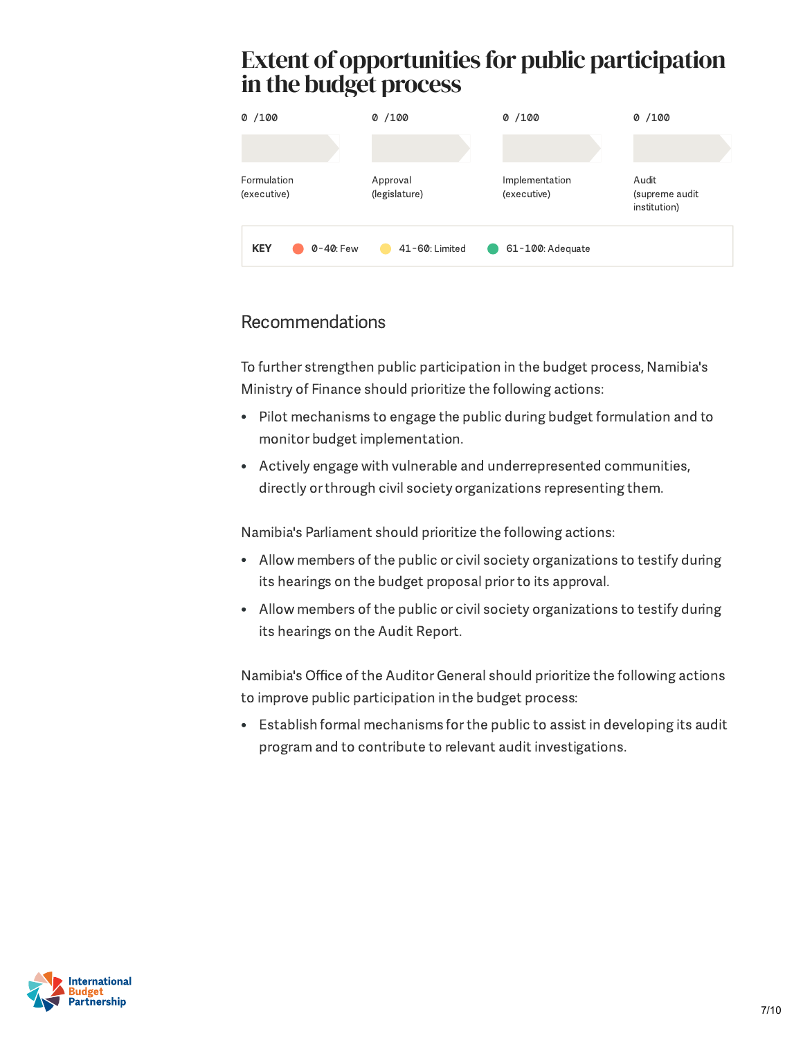# Extent of opportunities for public participation in the budget process

| 0 /100 | 0 /100 | 0 /100 | 0 /100 |
| --- | --- | --- | --- |
| Formulation (executive) | Approval (legislature) | Implementation (executive) | Audit (supreme audit institution) |

**KEY** 0-40: Few 41-60: Limited 61-100: Adequate

## Recommendations

To further strengthen public participation in the budget process, Namibia's Ministry of Finance should prioritize the following actions:

- Pilot mechanisms to engage the public during budget formulation and to monitor budget implementation.
- Actively engage with vulnerable and underrepresented communities, directly or through civil society organizations representing them.

Namibia's Parliament should prioritize the following actions:

- Allow members of the public or civil society organizations to testify during its hearings on the budget proposal prior to its approval.
- Allow members of the public or civil society organizations to testify during its hearings on the Audit Report.

Namibia's Office of the Auditor General should prioritize the following actions to improve public participation in the budget process:

- Establish formal mechanisms for the public to assist in developing its audit program and to contribute to relevant audit investigations.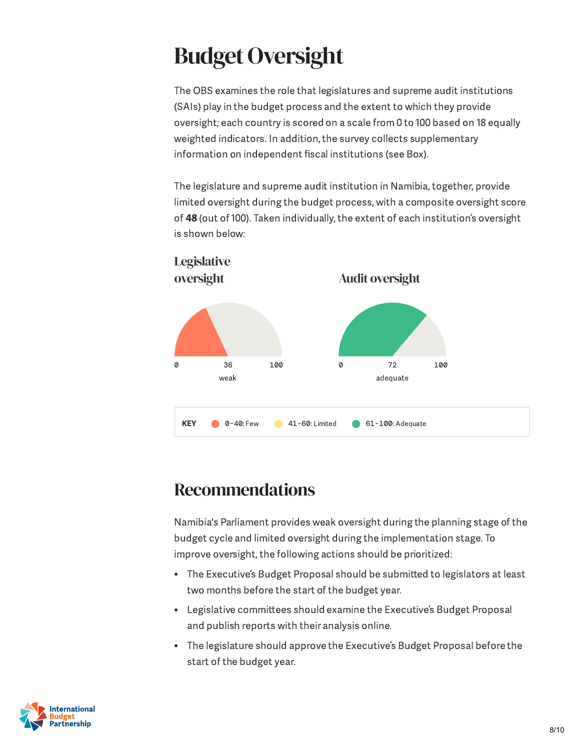# Budget Oversight

The OBS examines the role that legislatures and supreme audit institutions (SAIs) play in the budget process and the extent to which they provide oversight; each country is scored on a scale from 0 to 100 based on 18 equally weighted indicators. In addition, the survey collects supplementary information on independent fiscal institutions (see Box).

The legislature and supreme audit institution in Namibia, together, provide limited oversight during the budget process, with a composite oversight score of **48** (out of 100). Taken individually, the extent of each institution's oversight is shown below:

### Legislative oversight

0 — 36 — 100

weak

### Audit oversight

0 — 72 — 100

adequate

**KEY** 0-40: Few | 41-60: Limited | 61-100: Adequate

# Recommendations

Namibia's Parliament provides weak oversight during the planning stage of the budget cycle and limited oversight during the implementation stage. To improve oversight, the following actions should be prioritized:

- The Executive's Budget Proposal should be submitted to legislators at least two months before the start of the budget year.
- Legislative committees should examine the Executive's Budget Proposal and publish reports with their analysis online.
- The legislature should approve the Executive's Budget Proposal before the start of the budget year.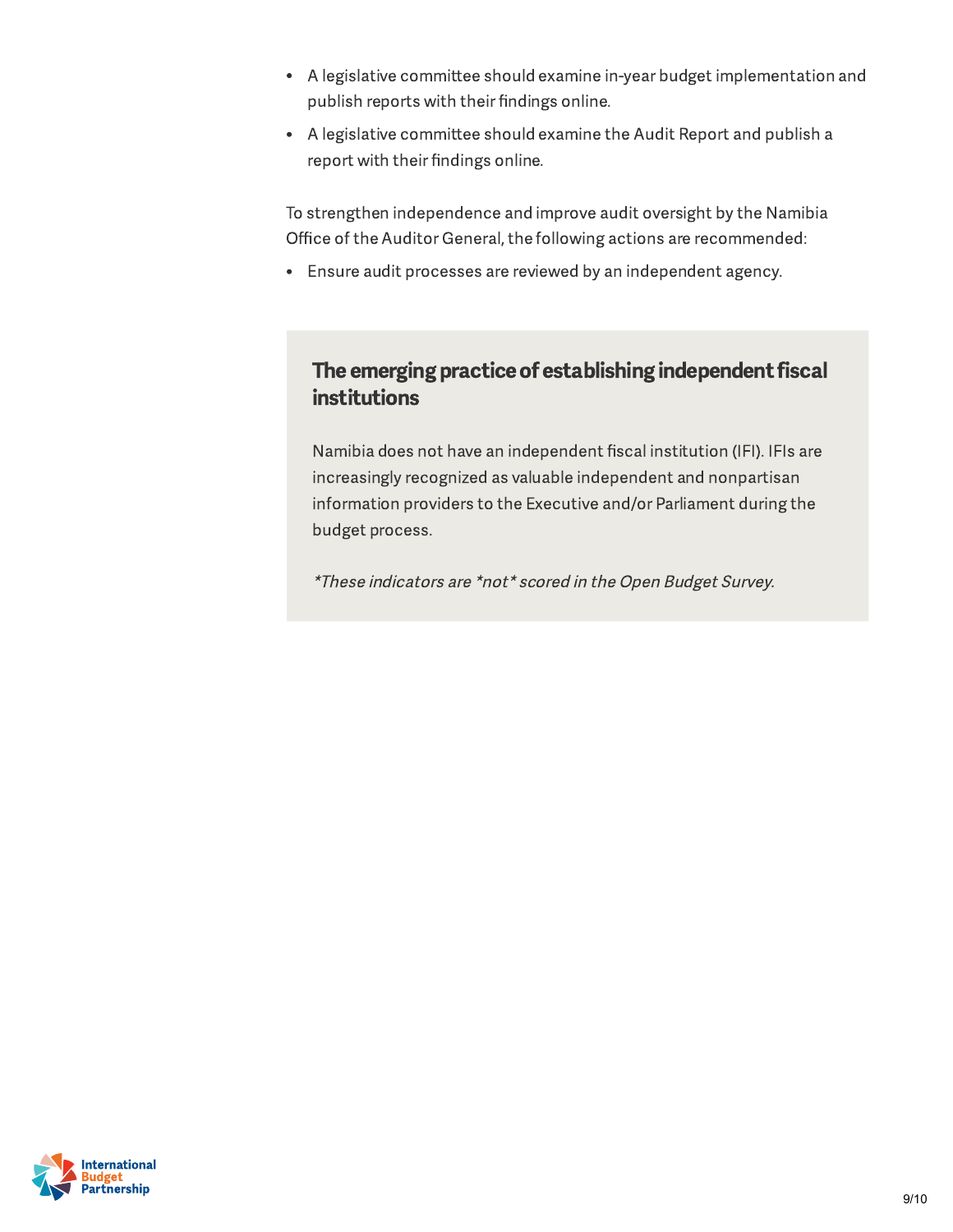- A legislative committee should examine in-year budget implementation and publish reports with their findings online.
- A legislative committee should examine the Audit Report and publish a report with their findings online.

To strengthen independence and improve audit oversight by the Namibia Office of the Auditor General, the following actions are recommended:

- Ensure audit processes are reviewed by an independent agency.

### The emerging practice of establishing independent fiscal institutions

Namibia does not have an independent fiscal institution (IFI). IFIs are increasingly recognized as valuable independent and nonpartisan information providers to the Executive and/or Parliament during the budget process.

*\*These indicators are \*not\* scored in the Open Budget Survey.*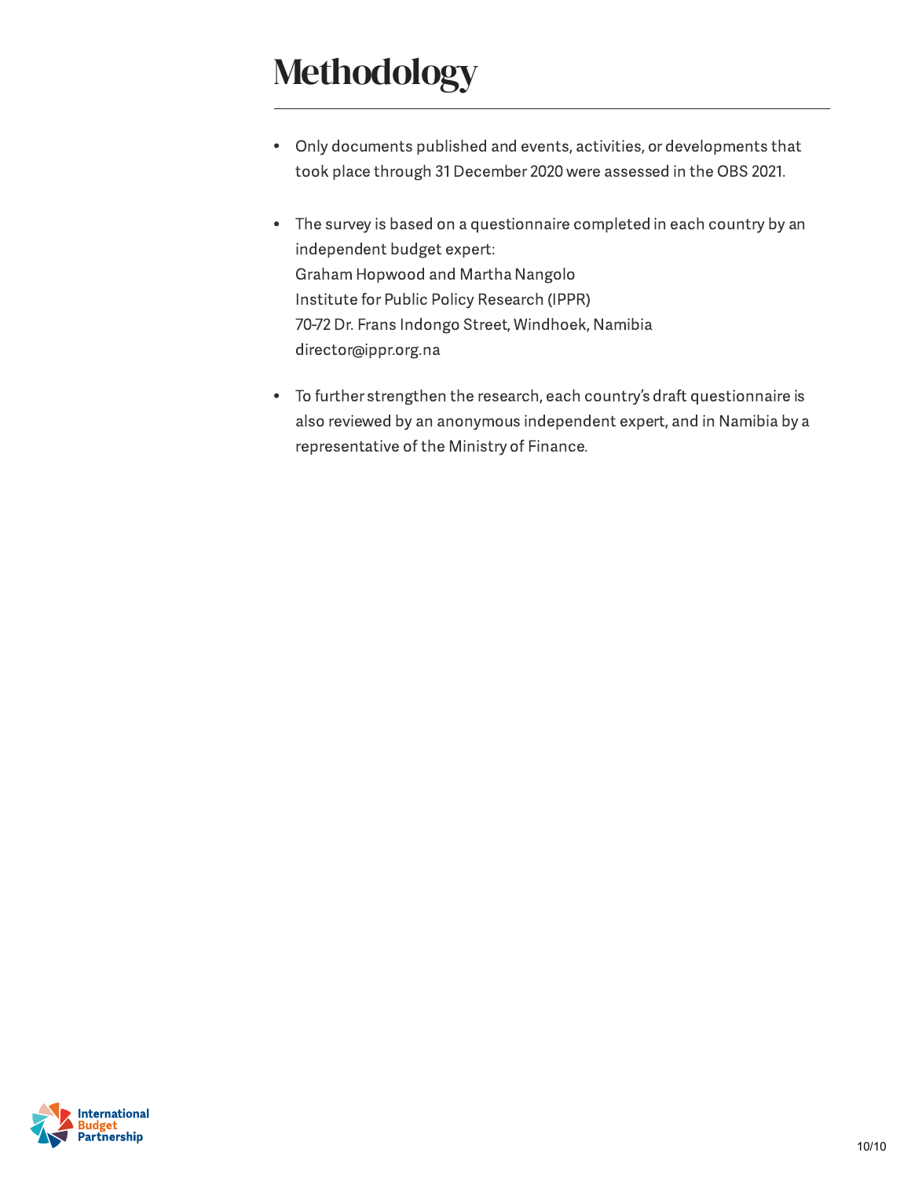# Methodology

- Only documents published and events, activities, or developments that took place through 31 December 2020 were assessed in the OBS 2021.

- The survey is based on a questionnaire completed in each country by an independent budget expert:
  Graham Hopwood and Martha Nangolo
  Institute for Public Policy Research (IPPR)
  70-72 Dr. Frans Indongo Street, Windhoek, Namibia
  director@ippr.org.na

- To further strengthen the research, each country's draft questionnaire is also reviewed by an anonymous independent expert, and in Namibia by a representative of the Ministry of Finance.